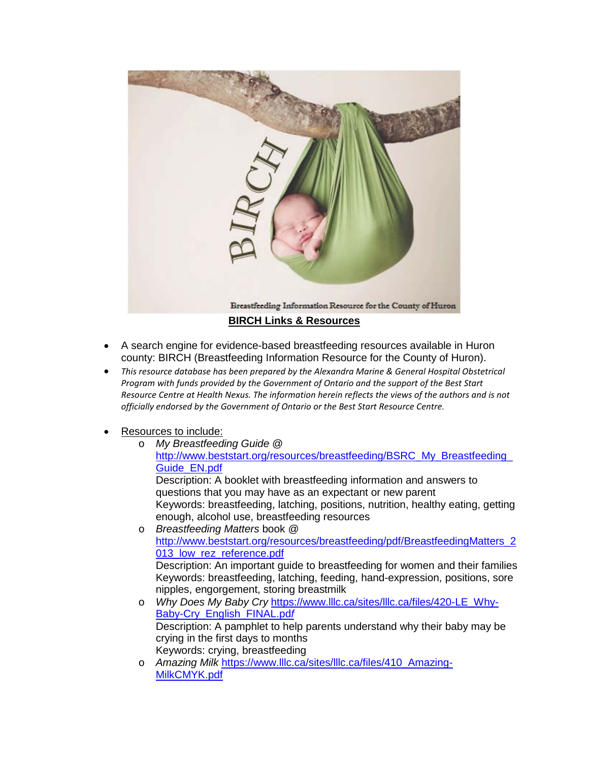BIRCH

Breastfeeding Information Resource for the County of Huron

**BIRCH Links & Resources**

- A search engine for evidence-based breastfeeding resources available in Huron county: BIRCH (Breastfeeding Information Resource for the County of Huron).
- *This resource database has been prepared by the Alexandra Marine & General Hospital Obstetrical Program with funds provided by the Government of Ontario and the support of the Best Start Resource Centre at Health Nexus. The information herein reflects the views of the authors and is not officially endorsed by the Government of Ontario or the Best Start Resource Centre.*
- Resources to include:
  - *My Breastfeeding Guide* @ http://www.beststart.org/resources/breastfeeding/BSRC_My_Breastfeeding_Guide_EN.pdf
    Description: A booklet with breastfeeding information and answers to questions that you may have as an expectant or new parent
    Keywords: breastfeeding, latching, positions, nutrition, healthy eating, getting enough, alcohol use, breastfeeding resources
  - *Breastfeeding Matters* book @ http://www.beststart.org/resources/breastfeeding/pdf/BreastfeedingMatters_2013_low_rez_reference.pdf
    Description: An important guide to breastfeeding for women and their families
    Keywords: breastfeeding, latching, feeding, hand-expression, positions, sore nipples, engorgement, storing breastmilk
  - *Why Does My Baby Cry* https://www.lllc.ca/sites/lllc.ca/files/420-LE_Why-Baby-Cry_English_FINAL.pdf
    Description: A pamphlet to help parents understand why their baby may be crying in the first days to months
    Keywords: crying, breastfeeding
  - *Amazing Milk* https://www.lllc.ca/sites/lllc.ca/files/410_Amazing-MilkCMYK.pdf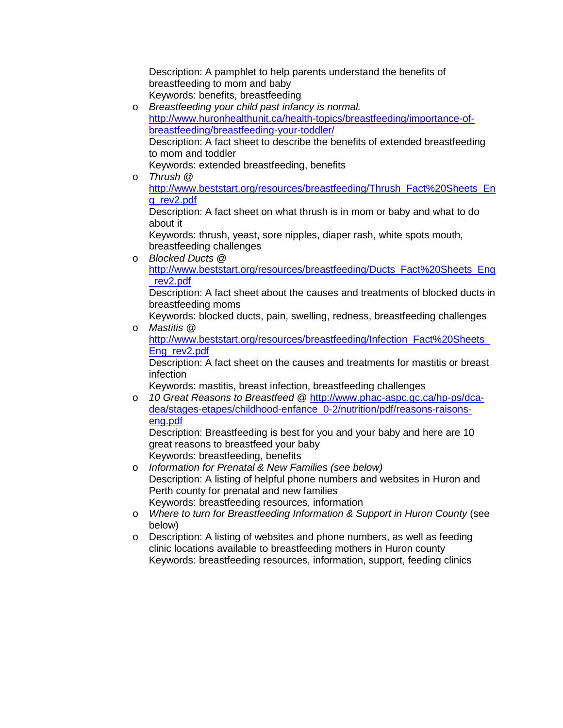Description: A pamphlet to help parents understand the benefits of breastfeeding to mom and baby
Keywords: benefits, breastfeeding

- *Breastfeeding your child past infancy is normal.* http://www.huronhealthunit.ca/health-topics/breastfeeding/importance-of-breastfeeding/breastfeeding-your-toddler/
  Description: A fact sheet to describe the benefits of extended breastfeeding to mom and toddler
  Keywords: extended breastfeeding, benefits
- *Thrush @* http://www.beststart.org/resources/breastfeeding/Thrush_Fact%20Sheets_Eng_rev2.pdf
  Description: A fact sheet on what thrush is in mom or baby and what to do about it
  Keywords: thrush, yeast, sore nipples, diaper rash, white spots mouth, breastfeeding challenges
- *Blocked Ducts @* http://www.beststart.org/resources/breastfeeding/Ducts_Fact%20Sheets_Eng_rev2.pdf
  Description: A fact sheet about the causes and treatments of blocked ducts in breastfeeding moms
  Keywords: blocked ducts, pain, swelling, redness, breastfeeding challenges
- *Mastitis @* http://www.beststart.org/resources/breastfeeding/Infection_Fact%20Sheets_Eng_rev2.pdf
  Description: A fact sheet on the causes and treatments for mastitis or breast infection
  Keywords: mastitis, breast infection, breastfeeding challenges
- *10 Great Reasons to Breastfeed @* http://www.phac-aspc.gc.ca/hp-ps/dca-dea/stages-etapes/childhood-enfance_0-2/nutrition/pdf/reasons-raisons-eng.pdf
  Description: Breastfeeding is best for you and your baby and here are 10 great reasons to breastfeed your baby
  Keywords: breastfeeding, benefits
- *Information for Prenatal & New Families (see below)*
  Description: A listing of helpful phone numbers and websites in Huron and Perth county for prenatal and new families
  Keywords: breastfeeding resources, information
- *Where to turn for Breastfeeding Information & Support in Huron County* (see below)
- Description: A listing of websites and phone numbers, as well as feeding clinic locations available to breastfeeding mothers in Huron county
  Keywords: breastfeeding resources, information, support, feeding clinics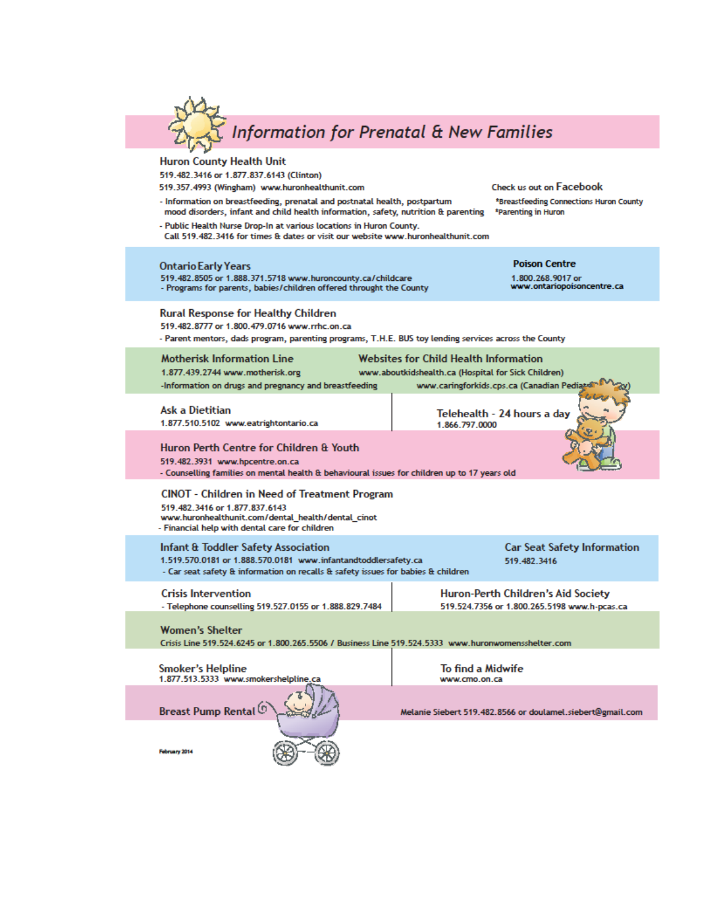# Information for Prenatal & New Families

## Huron County Health Unit

519.482.3416 or 1.877.837.6143 (Clinton)
519.357.4993 (Wingham) www.huronhealthunit.com

- Information on breastfeeding, prenatal and postnatal health, postpartum mood disorders, infant and child health information, safety, nutrition & parenting
- Public Health Nurse Drop-In at various locations in Huron County. Call 519.482.3416 for times & dates or visit our website www.huronhealthunit.com

Check us out on Facebook
*Breastfeeding Connections Huron County
*Parenting in Huron

## Ontario Early Years

519.482.8505 or 1.888.371.5718 www.huroncounty.ca/childcare
- Programs for parents, babies/children offered throught the County

## Poison Centre

1.800.268.9017 or
www.ontariopoisoncentre.ca

## Rural Response for Healthy Children

519.482.8777 or 1.800.479.0716 www.rrhc.on.ca
- Parent mentors, dads program, parenting programs, T.H.E. BUS toy lending services across the County

## Motherisk Information Line

1.877.439.2744 www.motherisk.org
-Information on drugs and pregnancy and breastfeeding

## Websites for Child Health Information

www.aboutkidshealth.ca (Hospital for Sick Children)
www.caringforkids.cps.ca (Canadian Pediatric Society)

## Ask a Dietitian

1.877.510.5102 www.eatrightontario.ca

## Telehealth - 24 hours a day

1.866.797.0000

## Huron Perth Centre for Children & Youth

519.482.3931 www.hpcentre.on.ca
- Counselling families on mental health & behavioural issues for children up to 17 years old

## CINOT - Children in Need of Treatment Program

519.482.3416 or 1.877.837.6143
www.huronhealthunit.com/dental_health/dental_cinot
- Financial help with dental care for children

## Infant & Toddler Safety Association

1.519.570.0181 or 1.888.570.0181 www.infantandtoddlersafety.ca
- Car seat safety & information on recalls & safety issues for babies & children

## Car Seat Safety Information

519.482.3416

## Crisis Intervention

- Telephone counselling 519.527.0155 or 1.888.829.7484

## Huron-Perth Children's Aid Society

519.524.7356 or 1.800.265.5198 www.h-pcas.ca

## Women's Shelter

Crisis Line 519.524.6245 or 1.800.265.5506 / Business Line 519.524.5333 www.huronwomensshelter.com

## Smoker's Helpline

1.877.513.5333 www.smokershelpline.ca

## To find a Midwife

www.cmo.on.ca

## Breast Pump Rental

Melanie Siebert 519.482.8566 or doulamel.siebert@gmail.com

February 2014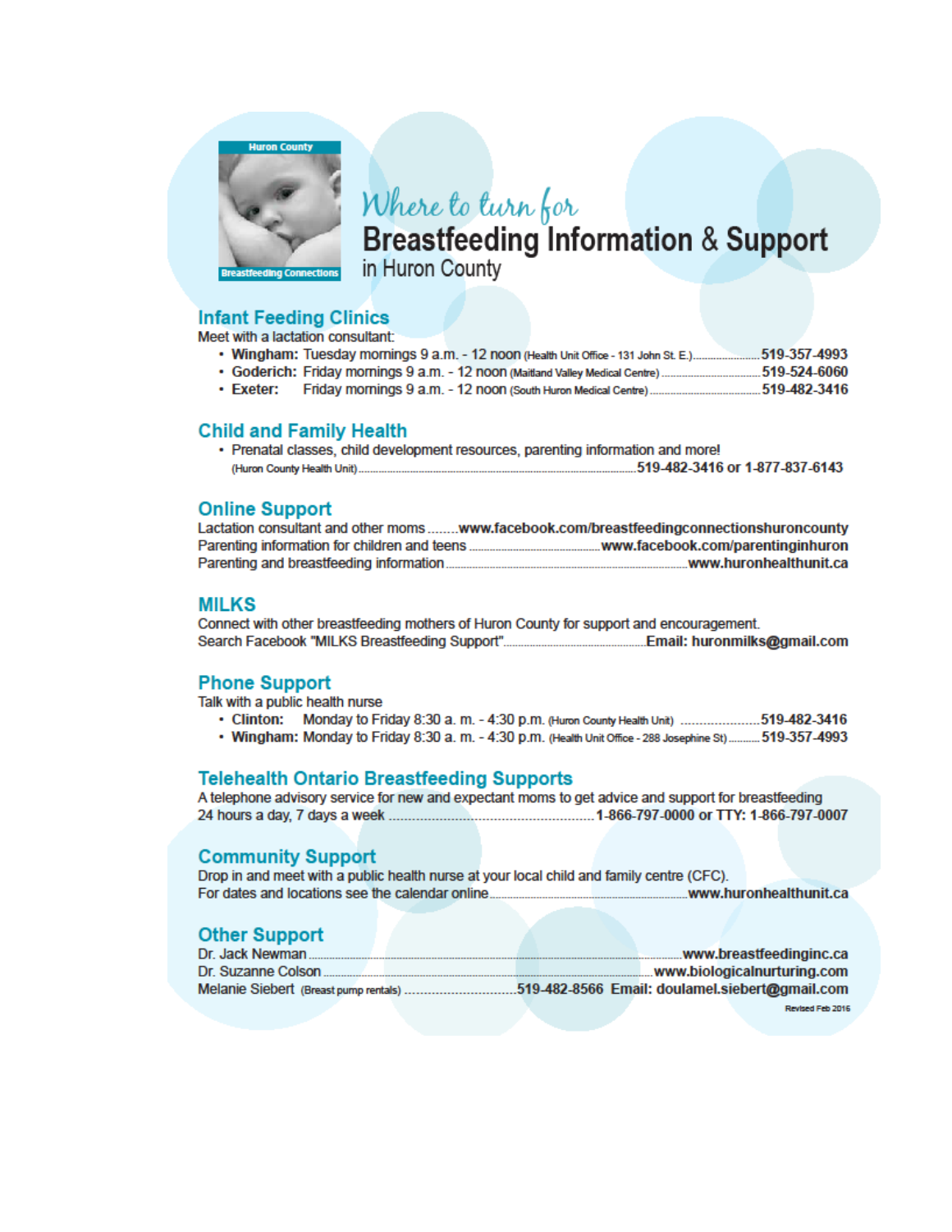Huron County

Breastfeeding Connections

# *Where to turn for* Breastfeeding Information & Support in Huron County

## Infant Feeding Clinics

Meet with a lactation consultant:

- **Wingham:** Tuesday mornings 9 a.m. - 12 noon (Health Unit Office - 131 John St. E.) ........ **519-357-4993**
- **Goderich:** Friday mornings 9 a.m. - 12 noon (Maitland Valley Medical Centre) ........ **519-524-6060**
- **Exeter:** Friday mornings 9 a.m. - 12 noon (South Huron Medical Centre) ........ **519-482-3416**

## Child and Family Health

- Prenatal classes, child development resources, parenting information and more! (Huron County Health Unit) ........ **519-482-3416 or 1-877-837-6143**

## Online Support

Lactation consultant and other moms ........ **www.facebook.com/breastfeedingconnectionshuroncounty**
Parenting information for children and teens ........ **www.facebook.com/parentinginhuron**
Parenting and breastfeeding information ........ **www.huronhealthunit.ca**

## MILKS

Connect with other breastfeeding mothers of Huron County for support and encouragement.
Search Facebook "MILKS Breastfeeding Support" ........ **Email: huronmilks@gmail.com**

## Phone Support

Talk with a public health nurse

- **Clinton:** Monday to Friday 8:30 a. m. - 4:30 p.m. (Huron County Health Unit) ........ **519-482-3416**
- **Wingham:** Monday to Friday 8:30 a. m. - 4:30 p.m. (Health Unit Office - 288 Josephine St) ........ **519-357-4993**

## Telehealth Ontario Breastfeeding Supports

A telephone advisory service for new and expectant moms to get advice and support for breastfeeding 24 hours a day, 7 days a week ........ **1-866-797-0000 or TTY: 1-866-797-0007**

## Community Support

Drop in and meet with a public health nurse at your local child and family centre (CFC).
For dates and locations see the calendar online ........ **www.huronhealthunit.ca**

## Other Support

Dr. Jack Newman ........ **www.breastfeedinginc.ca**
Dr. Suzanne Colson ........ **www.biologicalnurturing.com**
Melanie Siebert (Breast pump rentals) ........ **519-482-8566 Email: doulamel.siebert@gmail.com**

Revised Feb 2016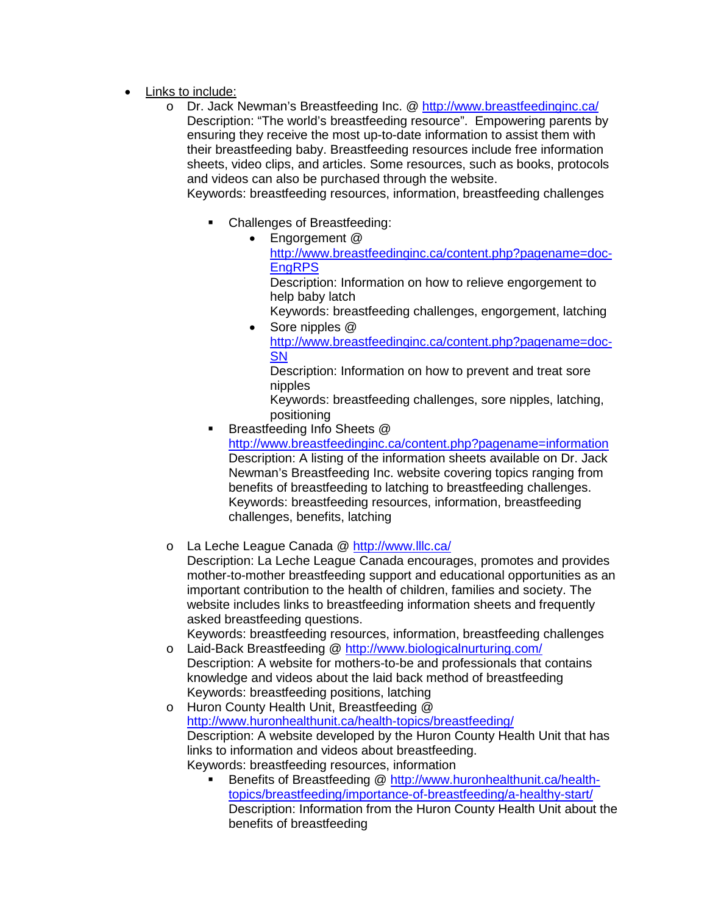- <u>Links to include:</u>
    - Dr. Jack Newman's Breastfeeding Inc. @ [http://www.breastfeedinginc.ca/](http://www.breastfeedinginc.ca/)
      Description: "The world's breastfeeding resource". Empowering parents by ensuring they receive the most up-to-date information to assist them with their breastfeeding baby. Breastfeeding resources include free information sheets, video clips, and articles. Some resources, such as books, protocols and videos can also be purchased through the website.
      Keywords: breastfeeding resources, information, breastfeeding challenges

        - Challenges of Breastfeeding:
            - Engorgement @ [http://www.breastfeedinginc.ca/content.php?pagename=doc-EngRPS](http://www.breastfeedinginc.ca/content.php?pagename=doc-EngRPS)
              Description: Information on how to relieve engorgement to help baby latch
              Keywords: breastfeeding challenges, engorgement, latching
            - Sore nipples @ [http://www.breastfeedinginc.ca/content.php?pagename=doc-SN](http://www.breastfeedinginc.ca/content.php?pagename=doc-SN)
              Description: Information on how to prevent and treat sore nipples
              Keywords: breastfeeding challenges, sore nipples, latching, positioning
        - Breastfeeding Info Sheets @ [http://www.breastfeedinginc.ca/content.php?pagename=information](http://www.breastfeedinginc.ca/content.php?pagename=information)
          Description: A listing of the information sheets available on Dr. Jack Newman's Breastfeeding Inc. website covering topics ranging from benefits of breastfeeding to latching to breastfeeding challenges.
          Keywords: breastfeeding resources, information, breastfeeding challenges, benefits, latching

    - La Leche League Canada @ [http://www.lllc.ca/](http://www.lllc.ca/)
      Description: La Leche League Canada encourages, promotes and provides mother-to-mother breastfeeding support and educational opportunities as an important contribution to the health of children, families and society. The website includes links to breastfeeding information sheets and frequently asked breastfeeding questions.
      Keywords: breastfeeding resources, information, breastfeeding challenges
    - Laid-Back Breastfeeding @ [http://www.biologicalnurturing.com/](http://www.biologicalnurturing.com/)
      Description: A website for mothers-to-be and professionals that contains knowledge and videos about the laid back method of breastfeeding
      Keywords: breastfeeding positions, latching
    - Huron County Health Unit, Breastfeeding @ [http://www.huronhealthunit.ca/health-topics/breastfeeding/](http://www.huronhealthunit.ca/health-topics/breastfeeding/)
      Description: A website developed by the Huron County Health Unit that has links to information and videos about breastfeeding.
      Keywords: breastfeeding resources, information
        - Benefits of Breastfeeding @ [http://www.huronhealthunit.ca/health-topics/breastfeeding/importance-of-breastfeeding/a-healthy-start/](http://www.huronhealthunit.ca/health-topics/breastfeeding/importance-of-breastfeeding/a-healthy-start/)
          Description: Information from the Huron County Health Unit about the benefits of breastfeeding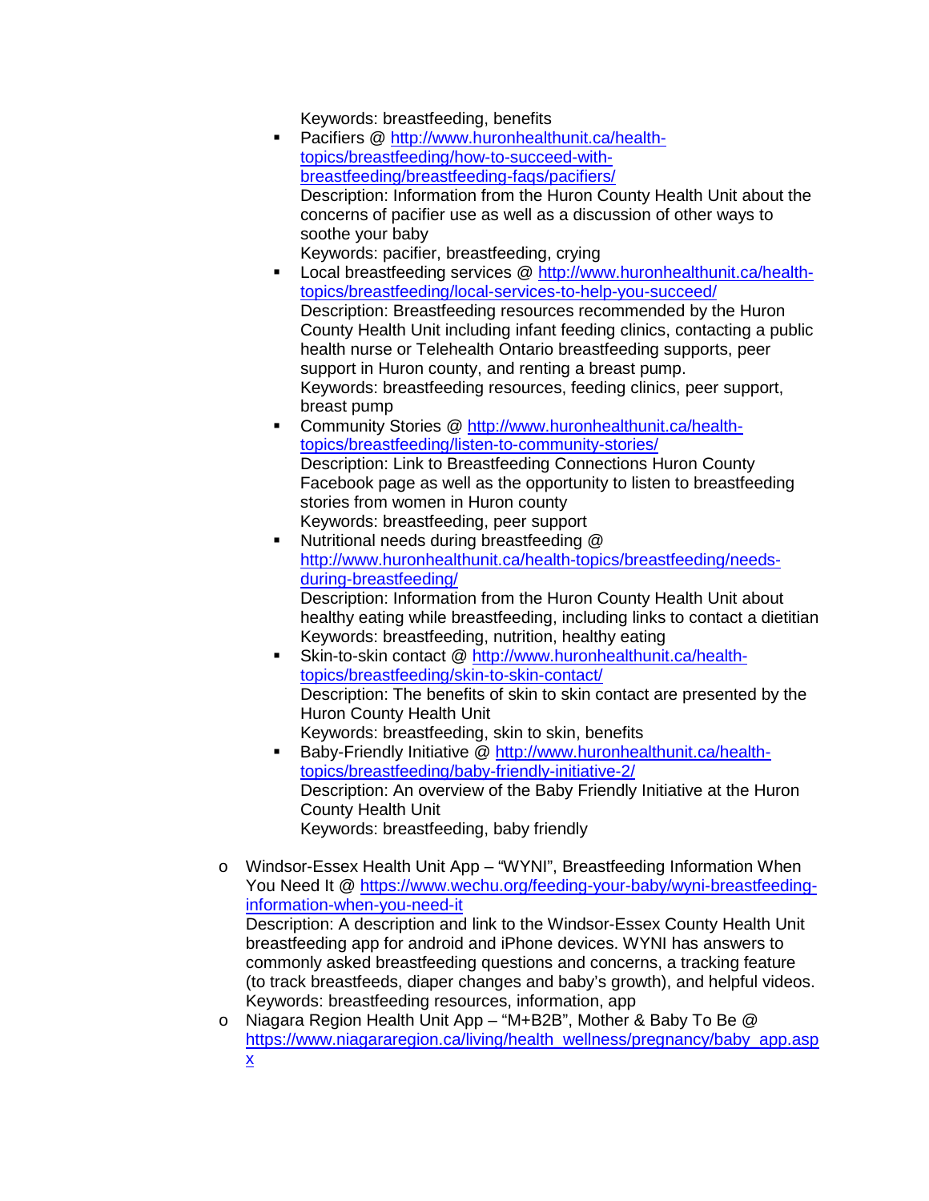Keywords: breastfeeding, benefits

    - Pacifiers @ http://www.huronhealthunit.ca/health-topics/breastfeeding/how-to-succeed-with-breastfeeding/breastfeeding-faqs/pacifiers/
      Description: Information from the Huron County Health Unit about the concerns of pacifier use as well as a discussion of other ways to soothe your baby
      Keywords: pacifier, breastfeeding, crying
    - Local breastfeeding services @ http://www.huronhealthunit.ca/health-topics/breastfeeding/local-services-to-help-you-succeed/
      Description: Breastfeeding resources recommended by the Huron County Health Unit including infant feeding clinics, contacting a public health nurse or Telehealth Ontario breastfeeding supports, peer support in Huron county, and renting a breast pump.
      Keywords: breastfeeding resources, feeding clinics, peer support, breast pump
    - Community Stories @ http://www.huronhealthunit.ca/health-topics/breastfeeding/listen-to-community-stories/
      Description: Link to Breastfeeding Connections Huron County Facebook page as well as the opportunity to listen to breastfeeding stories from women in Huron county
      Keywords: breastfeeding, peer support
    - Nutritional needs during breastfeeding @ http://www.huronhealthunit.ca/health-topics/breastfeeding/needs-during-breastfeeding/
      Description: Information from the Huron County Health Unit about healthy eating while breastfeeding, including links to contact a dietitian
      Keywords: breastfeeding, nutrition, healthy eating
    - Skin-to-skin contact @ http://www.huronhealthunit.ca/health-topics/breastfeeding/skin-to-skin-contact/
      Description: The benefits of skin to skin contact are presented by the Huron County Health Unit
      Keywords: breastfeeding, skin to skin, benefits
    - Baby-Friendly Initiative @ http://www.huronhealthunit.ca/health-topics/breastfeeding/baby-friendly-initiative-2/
      Description: An overview of the Baby Friendly Initiative at the Huron County Health Unit
      Keywords: breastfeeding, baby friendly

- Windsor-Essex Health Unit App – "WYNI", Breastfeeding Information When You Need It @ https://www.wechu.org/feeding-your-baby/wyni-breastfeeding-information-when-you-need-it
  Description: A description and link to the Windsor-Essex County Health Unit breastfeeding app for android and iPhone devices. WYNI has answers to commonly asked breastfeeding questions and concerns, a tracking feature (to track breastfeeds, diaper changes and baby's growth), and helpful videos.
  Keywords: breastfeeding resources, information, app
- Niagara Region Health Unit App – "M+B2B", Mother & Baby To Be @ https://www.niagararegion.ca/living/health_wellness/pregnancy/baby_app.aspx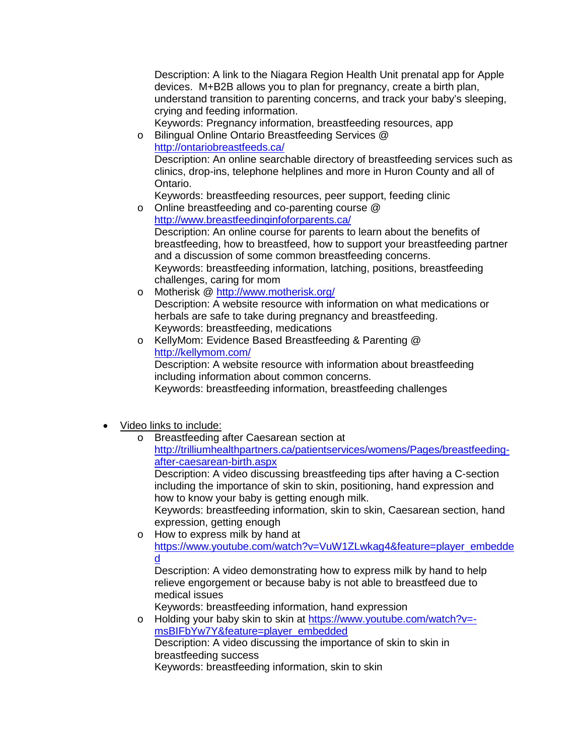Description: A link to the Niagara Region Health Unit prenatal app for Apple devices. M+B2B allows you to plan for pregnancy, create a birth plan, understand transition to parenting concerns, and track your baby's sleeping, crying and feeding information.
  Keywords: Pregnancy information, breastfeeding resources, app

  - Bilingual Online Ontario Breastfeeding Services @ [http://ontariobreastfeeds.ca/](http://ontariobreastfeeds.ca/)
    Description: An online searchable directory of breastfeeding services such as clinics, drop-ins, telephone helplines and more in Huron County and all of Ontario.
    Keywords: breastfeeding resources, peer support, feeding clinic
  - Online breastfeeding and co-parenting course @ [http://www.breastfeedinginfoforparents.ca/](http://www.breastfeedinginfoforparents.ca/)
    Description: An online course for parents to learn about the benefits of breastfeeding, how to breastfeed, how to support your breastfeeding partner and a discussion of some common breastfeeding concerns.
    Keywords: breastfeeding information, latching, positions, breastfeeding challenges, caring for mom
  - Motherisk @ [http://www.motherisk.org/](http://www.motherisk.org/)
    Description: A website resource with information on what medications or herbals are safe to take during pregnancy and breastfeeding.
    Keywords: breastfeeding, medications
  - KellyMom: Evidence Based Breastfeeding & Parenting @ [http://kellymom.com/](http://kellymom.com/)
    Description: A website resource with information about breastfeeding including information about common concerns.
    Keywords: breastfeeding information, breastfeeding challenges

- Video links to include:
  - Breastfeeding after Caesarean section at [http://trilliumhealthpartners.ca/patientservices/womens/Pages/breastfeeding-after-caesarean-birth.aspx](http://trilliumhealthpartners.ca/patientservices/womens/Pages/breastfeeding-after-caesarean-birth.aspx)
    Description: A video discussing breastfeeding tips after having a C-section including the importance of skin to skin, positioning, hand expression and how to know your baby is getting enough milk.
    Keywords: breastfeeding information, skin to skin, Caesarean section, hand expression, getting enough
  - How to express milk by hand at [https://www.youtube.com/watch?v=VuW1ZLwkag4&feature=player_embedded](https://www.youtube.com/watch?v=VuW1ZLwkag4&feature=player_embedded)
    Description: A video demonstrating how to express milk by hand to help relieve engorgement or because baby is not able to breastfeed due to medical issues
    Keywords: breastfeeding information, hand expression
  - Holding your baby skin to skin at [https://www.youtube.com/watch?v=-msBIFbYw7Y&feature=player_embedded](https://www.youtube.com/watch?v=-msBIFbYw7Y&feature=player_embedded)
    Description: A video discussing the importance of skin to skin in breastfeeding success
    Keywords: breastfeeding information, skin to skin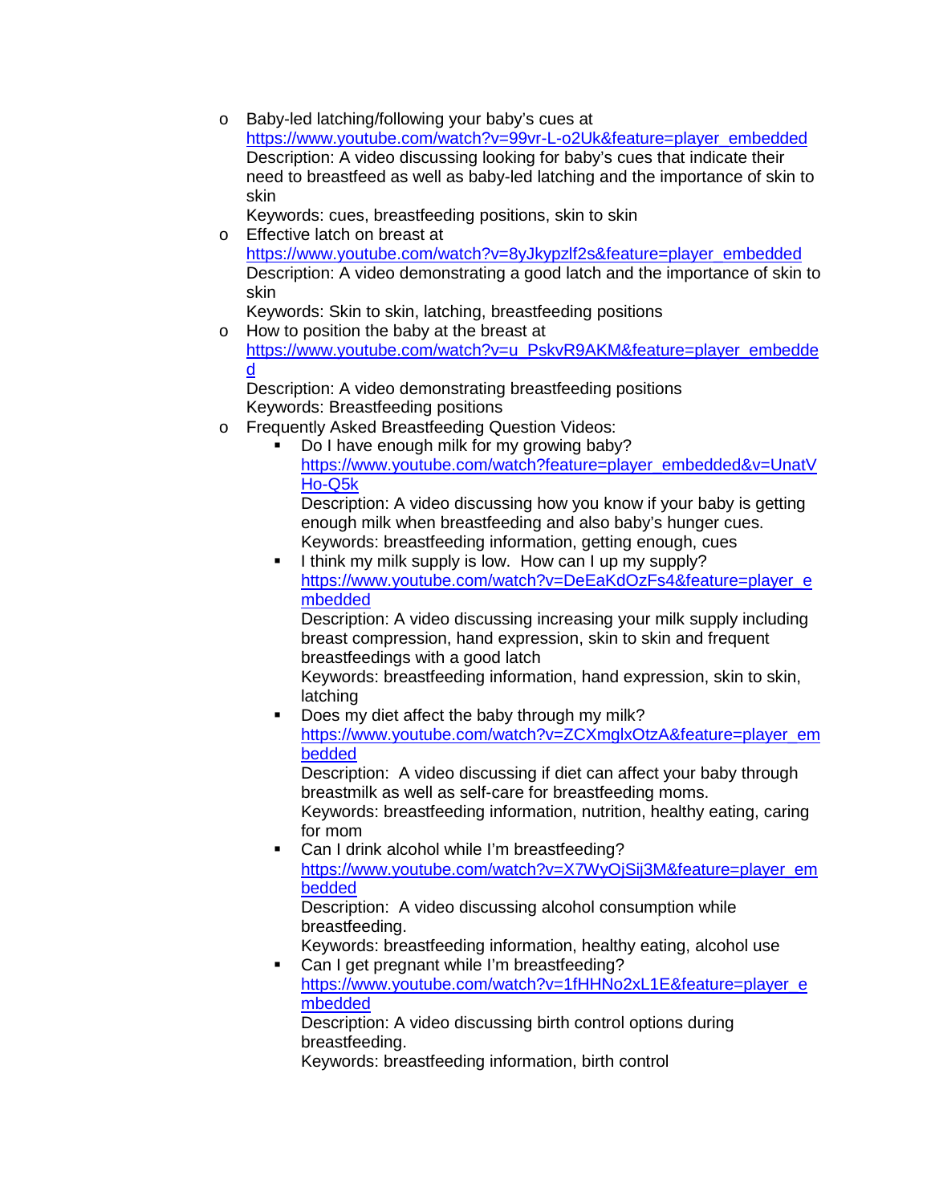- Baby-led latching/following your baby's cues at https://www.youtube.com/watch?v=99vr-L-o2Uk&feature=player_embedded
  Description: A video discussing looking for baby's cues that indicate their need to breastfeed as well as baby-led latching and the importance of skin to skin
  Keywords: cues, breastfeeding positions, skin to skin
- Effective latch on breast at https://www.youtube.com/watch?v=8yJkypzlf2s&feature=player_embedded
  Description: A video demonstrating a good latch and the importance of skin to skin
  Keywords: Skin to skin, latching, breastfeeding positions
- How to position the baby at the breast at https://www.youtube.com/watch?v=u_PskvR9AKM&feature=player_embedded
  Description: A video demonstrating breastfeeding positions
  Keywords: Breastfeeding positions
- Frequently Asked Breastfeeding Question Videos:
  - Do I have enough milk for my growing baby? https://www.youtube.com/watch?feature=player_embedded&v=UnatVHo-Q5k
    Description: A video discussing how you know if your baby is getting enough milk when breastfeeding and also baby's hunger cues.
    Keywords: breastfeeding information, getting enough, cues
  - I think my milk supply is low. How can I up my supply? https://www.youtube.com/watch?v=DeEaKdOzFs4&feature=player_embedded
    Description: A video discussing increasing your milk supply including breast compression, hand expression, skin to skin and frequent breastfeedings with a good latch
    Keywords: breastfeeding information, hand expression, skin to skin, latching
  - Does my diet affect the baby through my milk? https://www.youtube.com/watch?v=ZCXmglxOtzA&feature=player_embedded
    Description: A video discussing if diet can affect your baby through breastmilk as well as self-care for breastfeeding moms.
    Keywords: breastfeeding information, nutrition, healthy eating, caring for mom
  - Can I drink alcohol while I'm breastfeeding? https://www.youtube.com/watch?v=X7WyOjSij3M&feature=player_embedded
    Description: A video discussing alcohol consumption while breastfeeding.
    Keywords: breastfeeding information, healthy eating, alcohol use
  - Can I get pregnant while I'm breastfeeding? https://www.youtube.com/watch?v=1fHHNo2xL1E&feature=player_embedded
    Description: A video discussing birth control options during breastfeeding.
    Keywords: breastfeeding information, birth control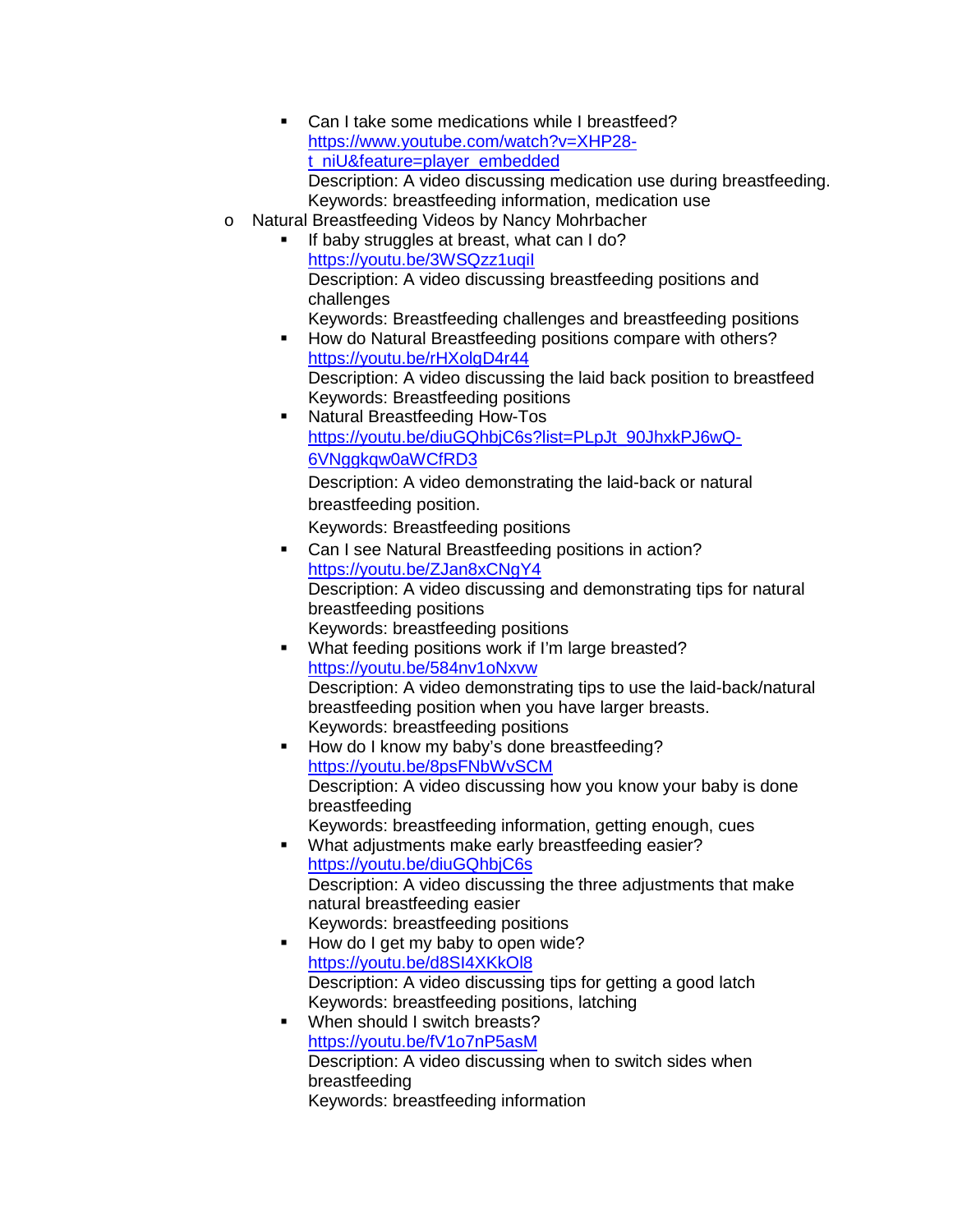- Can I take some medications while I breastfeed?
  https://www.youtube.com/watch?v=XHP28-t_niU&feature=player_embedded
  Description: A video discussing medication use during breastfeeding.
  Keywords: breastfeeding information, medication use

- Natural Breastfeeding Videos by Nancy Mohrbacher
  - If baby struggles at breast, what can I do?
    https://youtu.be/3WSQzz1uqiI
    Description: A video discussing breastfeeding positions and challenges
    Keywords: Breastfeeding challenges and breastfeeding positions
  - How do Natural Breastfeeding positions compare with others?
    https://youtu.be/rHXolgD4r44
    Description: A video discussing the laid back position to breastfeed
    Keywords: Breastfeeding positions
  - Natural Breastfeeding How-Tos
    https://youtu.be/diuGQhbjC6s?list=PLpJt_90JhxkPJ6wQ-6VNggkqw0aWCfRD3
    Description: A video demonstrating the laid-back or natural breastfeeding position.
    Keywords: Breastfeeding positions
  - Can I see Natural Breastfeeding positions in action?
    https://youtu.be/ZJan8xCNgY4
    Description: A video discussing and demonstrating tips for natural breastfeeding positions
    Keywords: breastfeeding positions
  - What feeding positions work if I'm large breasted?
    https://youtu.be/584nv1oNxvw
    Description: A video demonstrating tips to use the laid-back/natural breastfeeding position when you have larger breasts.
    Keywords: breastfeeding positions
  - How do I know my baby's done breastfeeding?
    https://youtu.be/8psFNbWvSCM
    Description: A video discussing how you know your baby is done breastfeeding
    Keywords: breastfeeding information, getting enough, cues
  - What adjustments make early breastfeeding easier?
    https://youtu.be/diuGQhbjC6s
    Description: A video discussing the three adjustments that make natural breastfeeding easier
    Keywords: breastfeeding positions
  - How do I get my baby to open wide?
    https://youtu.be/d8SI4XKkOl8
    Description: A video discussing tips for getting a good latch
    Keywords: breastfeeding positions, latching
  - When should I switch breasts?
    https://youtu.be/fV1o7nP5asM
    Description: A video discussing when to switch sides when breastfeeding
    Keywords: breastfeeding information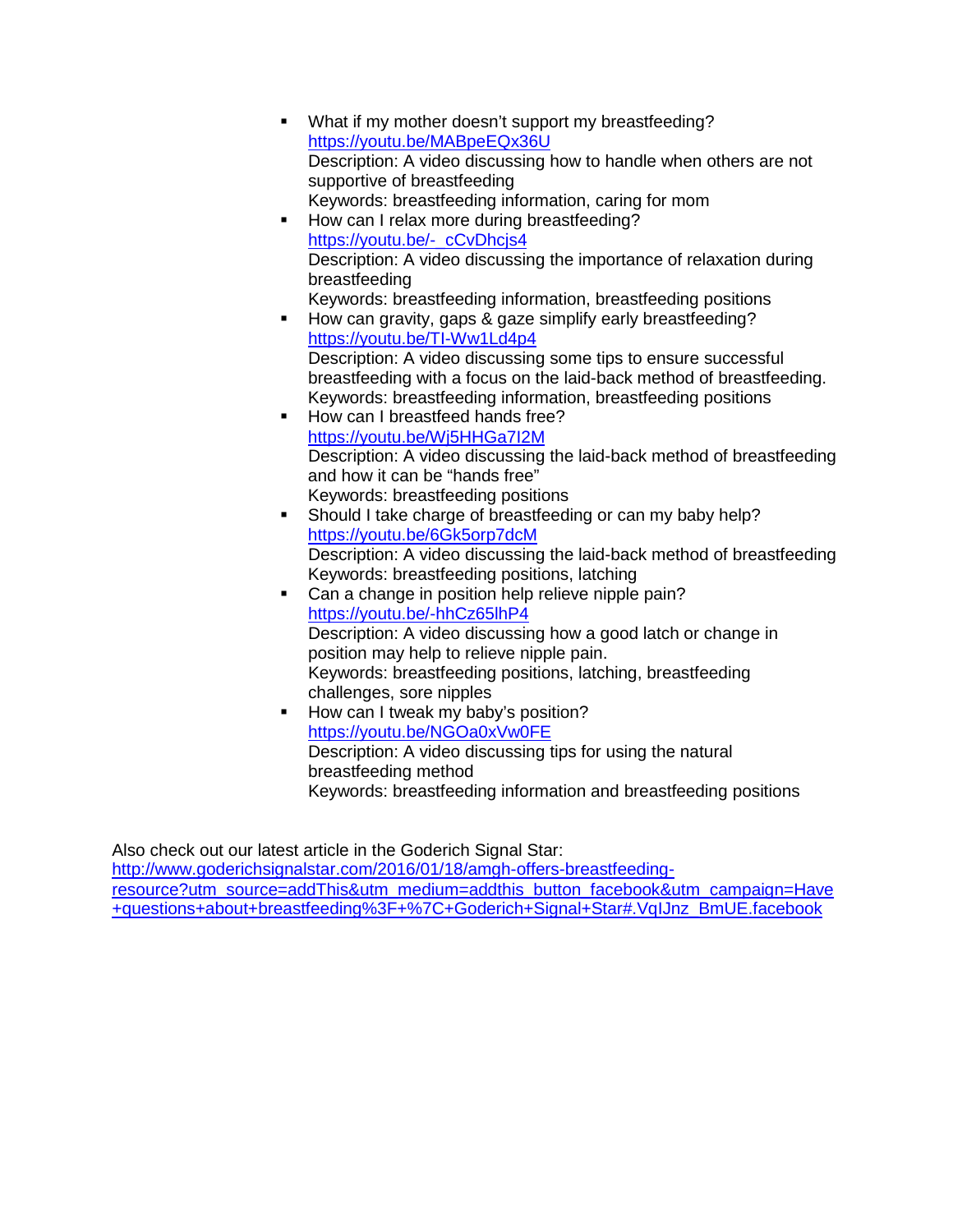- What if my mother doesn't support my breastfeeding?
  https://youtu.be/MABpeEQx36U
  Description: A video discussing how to handle when others are not supportive of breastfeeding
  Keywords: breastfeeding information, caring for mom
- How can I relax more during breastfeeding?
  https://youtu.be/-_cCvDhcjs4
  Description: A video discussing the importance of relaxation during breastfeeding
  Keywords: breastfeeding information, breastfeeding positions
- How can gravity, gaps & gaze simplify early breastfeeding?
  https://youtu.be/TI-Ww1Ld4p4
  Description: A video discussing some tips to ensure successful breastfeeding with a focus on the laid-back method of breastfeeding.
  Keywords: breastfeeding information, breastfeeding positions
- How can I breastfeed hands free?
  https://youtu.be/Wj5HHGa7I2M
  Description: A video discussing the laid-back method of breastfeeding and how it can be "hands free"
  Keywords: breastfeeding positions
- Should I take charge of breastfeeding or can my baby help?
  https://youtu.be/6Gk5orp7dcM
  Description: A video discussing the laid-back method of breastfeeding
  Keywords: breastfeeding positions, latching
- Can a change in position help relieve nipple pain?
  https://youtu.be/-hhCz65lhP4
  Description: A video discussing how a good latch or change in position may help to relieve nipple pain.
  Keywords: breastfeeding positions, latching, breastfeeding challenges, sore nipples
- How can I tweak my baby's position?
  https://youtu.be/NGOa0xVw0FE
  Description: A video discussing tips for using the natural breastfeeding method
  Keywords: breastfeeding information and breastfeeding positions

Also check out our latest article in the Goderich Signal Star:
http://www.goderichsignalstar.com/2016/01/18/amgh-offers-breastfeeding-resource?utm_source=addThis&utm_medium=addthis_button_facebook&utm_campaign=Have+questions+about+breastfeeding%3F+%7C+Goderich+Signal+Star#.VqIJnz_BmUE.facebook